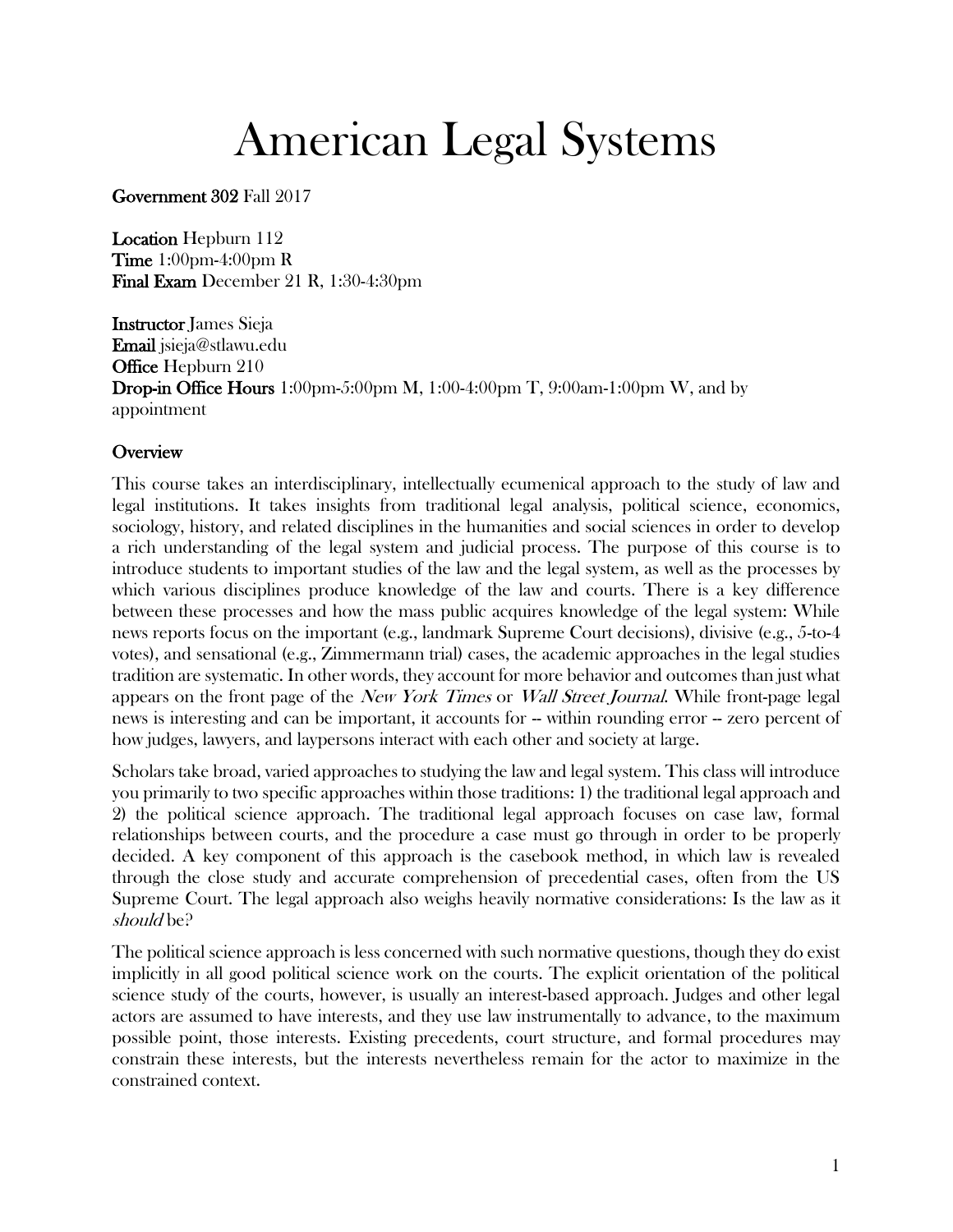# American Legal Systems

**Government 302** Fall 2017

**Location** Hepburn 112
**Time** 1:00pm-4:00pm R
**Final Exam** December 21 R, 1:30-4:30pm

**Instructor** James Sieja
**Email** jsieja@stlawu.edu
**Office** Hepburn 210
**Drop-in Office Hours** 1:00pm-5:00pm M, 1:00-4:00pm T, 9:00am-1:00pm W, and by appointment

## Overview

This course takes an interdisciplinary, intellectually ecumenical approach to the study of law and legal institutions. It takes insights from traditional legal analysis, political science, economics, sociology, history, and related disciplines in the humanities and social sciences in order to develop a rich understanding of the legal system and judicial process. The purpose of this course is to introduce students to important studies of the law and the legal system, as well as the processes by which various disciplines produce knowledge of the law and courts. There is a key difference between these processes and how the mass public acquires knowledge of the legal system: While news reports focus on the important (e.g., landmark Supreme Court decisions), divisive (e.g., 5-to-4 votes), and sensational (e.g., Zimmermann trial) cases, the academic approaches in the legal studies tradition are systematic. In other words, they account for more behavior and outcomes than just what appears on the front page of the *New York Times* or *Wall Street Journal*. While front-page legal news is interesting and can be important, it accounts for -- within rounding error -- zero percent of how judges, lawyers, and laypersons interact with each other and society at large.

Scholars take broad, varied approaches to studying the law and legal system. This class will introduce you primarily to two specific approaches within those traditions: 1) the traditional legal approach and 2) the political science approach. The traditional legal approach focuses on case law, formal relationships between courts, and the procedure a case must go through in order to be properly decided. A key component of this approach is the casebook method, in which law is revealed through the close study and accurate comprehension of precedential cases, often from the US Supreme Court. The legal approach also weighs heavily normative considerations: Is the law as it *should* be?

The political science approach is less concerned with such normative questions, though they do exist implicitly in all good political science work on the courts. The explicit orientation of the political science study of the courts, however, is usually an interest-based approach. Judges and other legal actors are assumed to have interests, and they use law instrumentally to advance, to the maximum possible point, those interests. Existing precedents, court structure, and formal procedures may constrain these interests, but the interests nevertheless remain for the actor to maximize in the constrained context.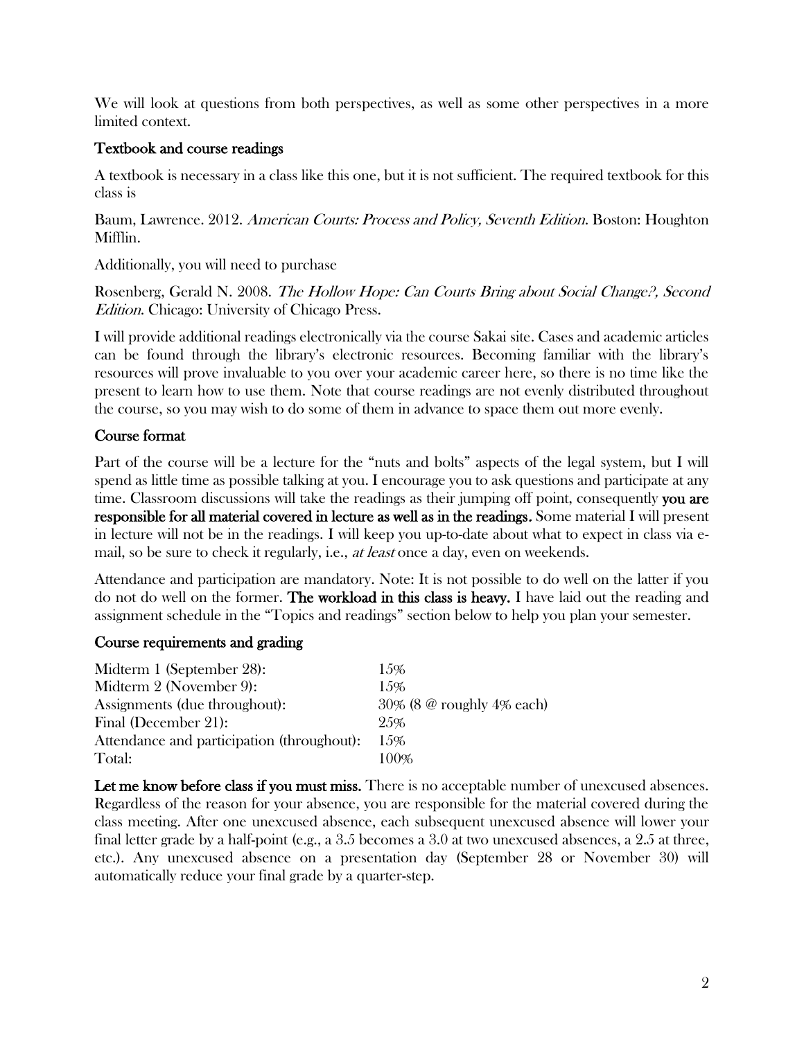We will look at questions from both perspectives, as well as some other perspectives in a more limited context.

## Textbook and course readings

A textbook is necessary in a class like this one, but it is not sufficient. The required textbook for this class is

Baum, Lawrence. 2012. *American Courts: Process and Policy, Seventh Edition*. Boston: Houghton Mifflin.

Additionally, you will need to purchase

Rosenberg, Gerald N. 2008. *The Hollow Hope: Can Courts Bring about Social Change?, Second Edition*. Chicago: University of Chicago Press.

I will provide additional readings electronically via the course Sakai site. Cases and academic articles can be found through the library's electronic resources. Becoming familiar with the library's resources will prove invaluable to you over your academic career here, so there is no time like the present to learn how to use them. Note that course readings are not evenly distributed throughout the course, so you may wish to do some of them in advance to space them out more evenly.

## Course format

Part of the course will be a lecture for the "nuts and bolts" aspects of the legal system, but I will spend as little time as possible talking at you. I encourage you to ask questions and participate at any time. Classroom discussions will take the readings as their jumping off point, consequently **you are responsible for all material covered in lecture as well as in the readings.** Some material I will present in lecture will not be in the readings. I will keep you up-to-date about what to expect in class via e-mail, so be sure to check it regularly, i.e., *at least* once a day, even on weekends.

Attendance and participation are mandatory. Note: It is not possible to do well on the latter if you do not do well on the former. **The workload in this class is heavy.** I have laid out the reading and assignment schedule in the "Topics and readings" section below to help you plan your semester.

## Course requirements and grading

| | |
|---|---|
| Midterm 1 (September 28): | 15% |
| Midterm 2 (November 9): | 15% |
| Assignments (due throughout): | 30% (8 @ roughly 4% each) |
| Final (December 21): | 25% |
| Attendance and participation (throughout): | 15% |
| Total: | 100% |

**Let me know before class if you must miss.** There is no acceptable number of unexcused absences. Regardless of the reason for your absence, you are responsible for the material covered during the class meeting. After one unexcused absence, each subsequent unexcused absence will lower your final letter grade by a half-point (e.g., a 3.5 becomes a 3.0 at two unexcused absences, a 2.5 at three, etc.). Any unexcused absence on a presentation day (September 28 or November 30) will automatically reduce your final grade by a quarter-step.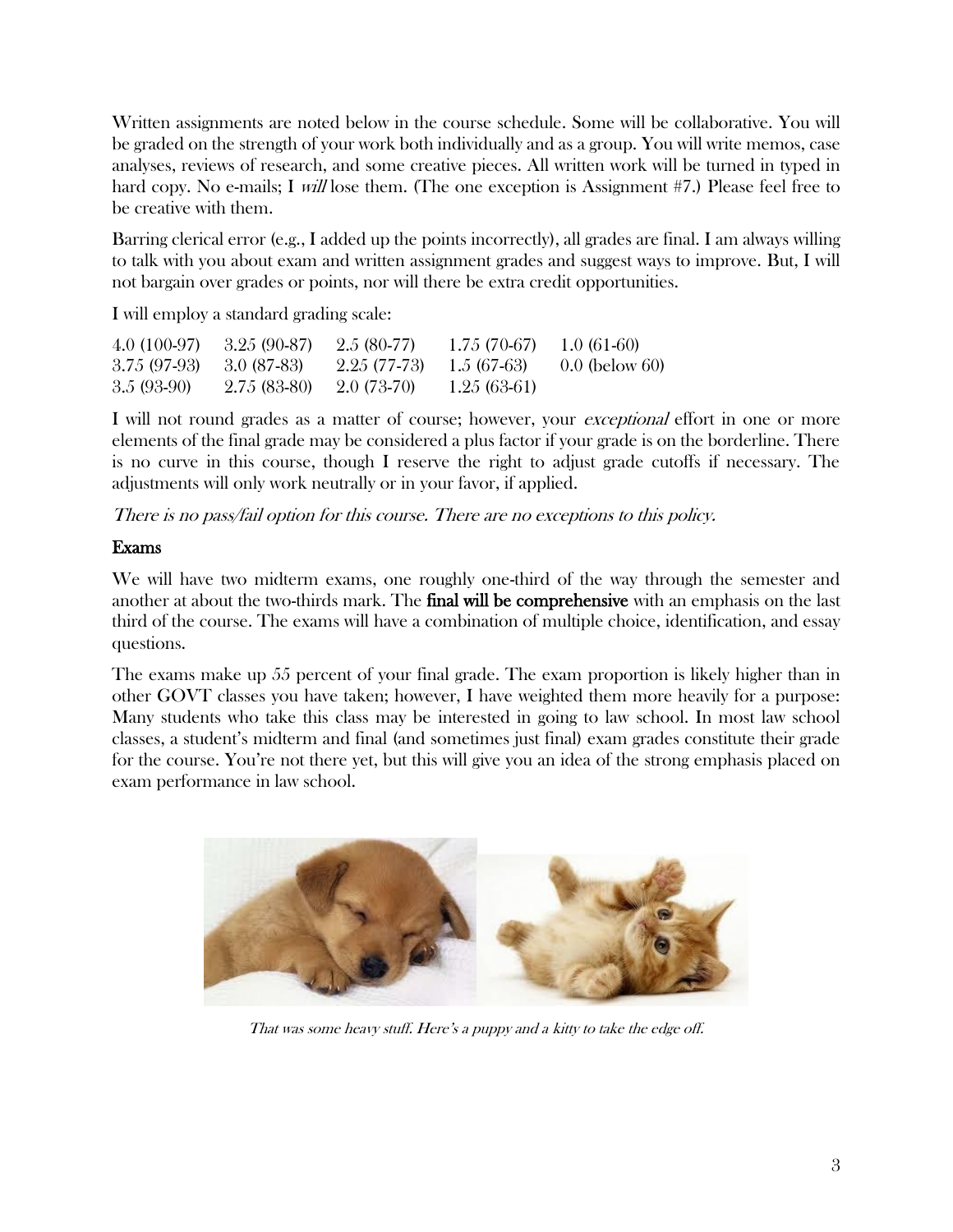Written assignments are noted below in the course schedule. Some will be collaborative. You will be graded on the strength of your work both individually and as a group. You will write memos, case analyses, reviews of research, and some creative pieces. All written work will be turned in typed in hard copy. No e-mails; I *will* lose them. (The one exception is Assignment #7.) Please feel free to be creative with them.

Barring clerical error (e.g., I added up the points incorrectly), all grades are final. I am always willing to talk with you about exam and written assignment grades and suggest ways to improve. But, I will not bargain over grades or points, nor will there be extra credit opportunities.

I will employ a standard grading scale:

| | | | | |
|---|---|---|---|---|
| 4.0 (100-97) | 3.25 (90-87) | 2.5 (80-77) | 1.75 (70-67) | 1.0 (61-60) |
| 3.75 (97-93) | 3.0 (87-83) | 2.25 (77-73) | 1.5 (67-63) | 0.0 (below 60) |
| 3.5 (93-90) | 2.75 (83-80) | 2.0 (73-70) | 1.25 (63-61) | |

I will not round grades as a matter of course; however, your *exceptional* effort in one or more elements of the final grade may be considered a plus factor if your grade is on the borderline. There is no curve in this course, though I reserve the right to adjust grade cutoffs if necessary. The adjustments will only work neutrally or in your favor, if applied.

*There is no pass/fail option for this course. There are no exceptions to this policy.*

## Exams

We will have two midterm exams, one roughly one-third of the way through the semester and another at about the two-thirds mark. The **final will be comprehensive** with an emphasis on the last third of the course. The exams will have a combination of multiple choice, identification, and essay questions.

The exams make up 55 percent of your final grade. The exam proportion is likely higher than in other GOVT classes you have taken; however, I have weighted them more heavily for a purpose: Many students who take this class may be interested in going to law school. In most law school classes, a student's midterm and final (and sometimes just final) exam grades constitute their grade for the course. You're not there yet, but this will give you an idea of the strong emphasis placed on exam performance in law school.

*That was some heavy stuff. Here's a puppy and a kitty to take the edge off.*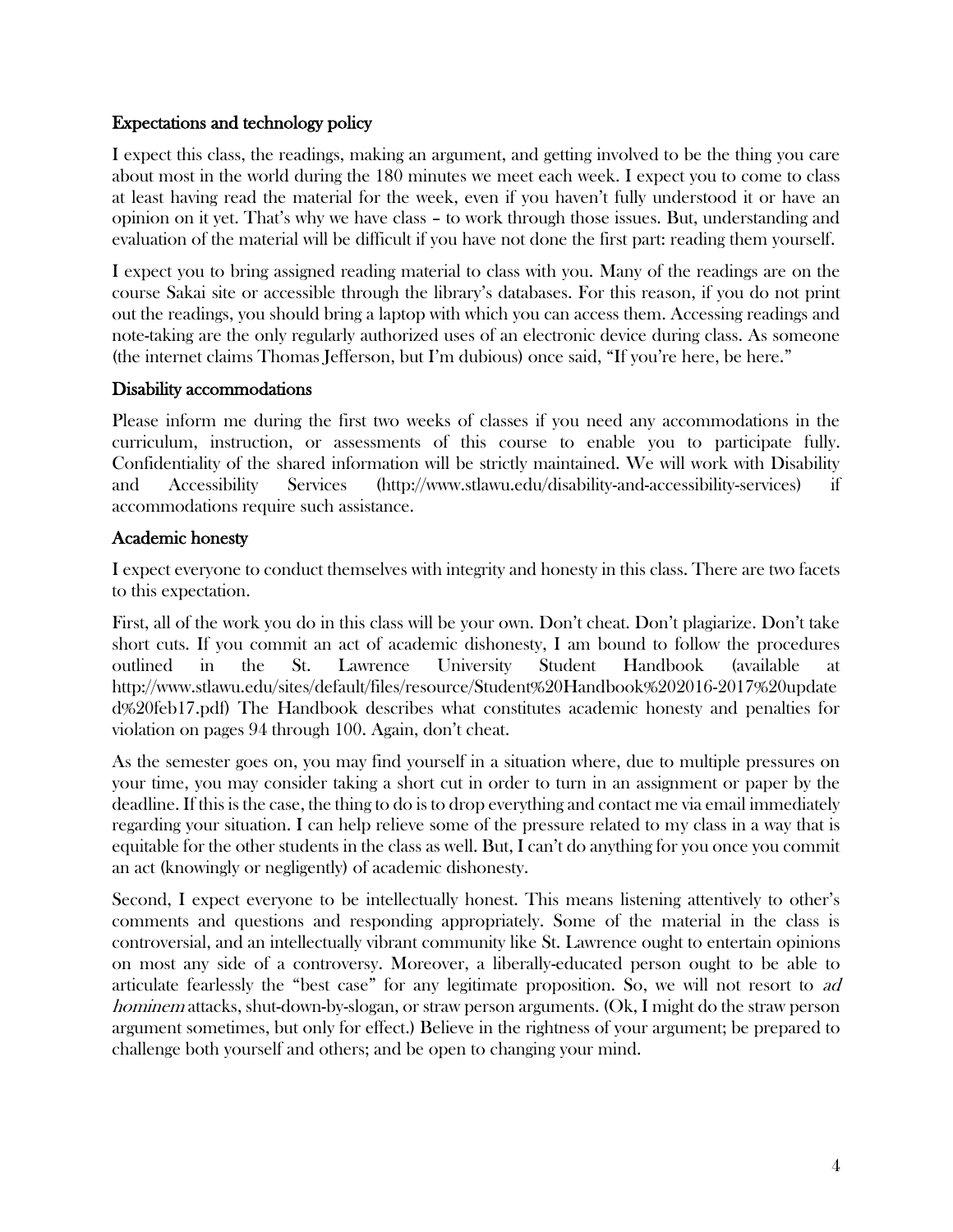### Expectations and technology policy

I expect this class, the readings, making an argument, and getting involved to be the thing you care about most in the world during the 180 minutes we meet each week. I expect you to come to class at least having read the material for the week, even if you haven't fully understood it or have an opinion on it yet. That's why we have class – to work through those issues. But, understanding and evaluation of the material will be difficult if you have not done the first part: reading them yourself.

I expect you to bring assigned reading material to class with you. Many of the readings are on the course Sakai site or accessible through the library's databases. For this reason, if you do not print out the readings, you should bring a laptop with which you can access them. Accessing readings and note-taking are the only regularly authorized uses of an electronic device during class. As someone (the internet claims Thomas Jefferson, but I'm dubious) once said, "If you're here, be here."

### Disability accommodations

Please inform me during the first two weeks of classes if you need any accommodations in the curriculum, instruction, or assessments of this course to enable you to participate fully. Confidentiality of the shared information will be strictly maintained. We will work with Disability and Accessibility Services (http://www.stlawu.edu/disability-and-accessibility-services) if accommodations require such assistance.

### Academic honesty

I expect everyone to conduct themselves with integrity and honesty in this class. There are two facets to this expectation.

First, all of the work you do in this class will be your own. Don't cheat. Don't plagiarize. Don't take short cuts. If you commit an act of academic dishonesty, I am bound to follow the procedures outlined in the St. Lawrence University Student Handbook (available at http://www.stlawu.edu/sites/default/files/resource/Student%20Handbook%202016-2017%20updated%20feb17.pdf) The Handbook describes what constitutes academic honesty and penalties for violation on pages 94 through 100. Again, don't cheat.

As the semester goes on, you may find yourself in a situation where, due to multiple pressures on your time, you may consider taking a short cut in order to turn in an assignment or paper by the deadline. If this is the case, the thing to do is to drop everything and contact me via email immediately regarding your situation. I can help relieve some of the pressure related to my class in a way that is equitable for the other students in the class as well. But, I can't do anything for you once you commit an act (knowingly or negligently) of academic dishonesty.

Second, I expect everyone to be intellectually honest. This means listening attentively to other's comments and questions and responding appropriately. Some of the material in the class is controversial, and an intellectually vibrant community like St. Lawrence ought to entertain opinions on most any side of a controversy. Moreover, a liberally-educated person ought to be able to articulate fearlessly the "best case" for any legitimate proposition. So, we will not resort to *ad hominem* attacks, shut-down-by-slogan, or straw person arguments. (Ok, I might do the straw person argument sometimes, but only for effect.) Believe in the rightness of your argument; be prepared to challenge both yourself and others; and be open to changing your mind.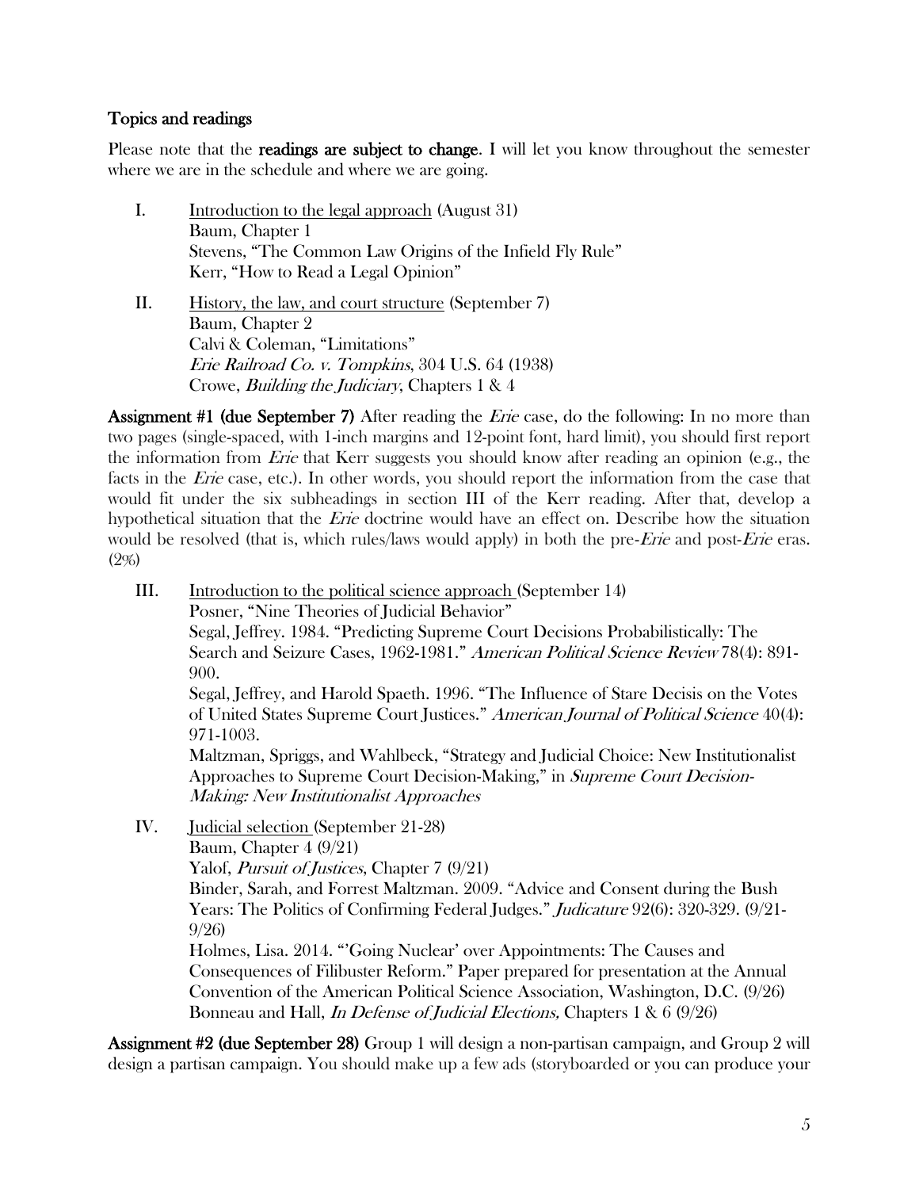## Topics and readings

Please note that the **readings are subject to change**. I will let you know throughout the semester where we are in the schedule and where we are going.

I. Introduction to the legal approach (August 31)
   Baum, Chapter 1
   Stevens, "The Common Law Origins of the Infield Fly Rule"
   Kerr, "How to Read a Legal Opinion"

II. History, the law, and court structure (September 7)
   Baum, Chapter 2
   Calvi & Coleman, "Limitations"
   *Erie Railroad Co. v. Tompkins*, 304 U.S. 64 (1938)
   Crowe, *Building the Judiciary*, Chapters 1 & 4

**Assignment #1 (due September 7)** After reading the *Erie* case, do the following: In no more than two pages (single-spaced, with 1-inch margins and 12-point font, hard limit), you should first report the information from *Erie* that Kerr suggests you should know after reading an opinion (e.g., the facts in the *Erie* case, etc.). In other words, you should report the information from the case that would fit under the six subheadings in section III of the Kerr reading. After that, develop a hypothetical situation that the *Erie* doctrine would have an effect on. Describe how the situation would be resolved (that is, which rules/laws would apply) in both the pre-*Erie* and post-*Erie* eras. (2%)

III. Introduction to the political science approach (September 14)
   Posner, "Nine Theories of Judicial Behavior"
   Segal, Jeffrey. 1984. "Predicting Supreme Court Decisions Probabilistically: The Search and Seizure Cases, 1962-1981." *American Political Science Review* 78(4): 891-900.
   Segal, Jeffrey, and Harold Spaeth. 1996. "The Influence of Stare Decisis on the Votes of United States Supreme Court Justices." *American Journal of Political Science* 40(4): 971-1003.
   Maltzman, Spriggs, and Wahlbeck, "Strategy and Judicial Choice: New Institutionalist Approaches to Supreme Court Decision-Making," in *Supreme Court Decision-Making: New Institutionalist Approaches*

IV. Judicial selection (September 21-28)
   Baum, Chapter 4 (9/21)
   Yalof, *Pursuit of Justices*, Chapter 7 (9/21)
   Binder, Sarah, and Forrest Maltzman. 2009. "Advice and Consent during the Bush Years: The Politics of Confirming Federal Judges." *Judicature* 92(6): 320-329. (9/21-9/26)
   Holmes, Lisa. 2014. "'Going Nuclear' over Appointments: The Causes and Consequences of Filibuster Reform." Paper prepared for presentation at the Annual Convention of the American Political Science Association, Washington, D.C. (9/26)
   Bonneau and Hall, *In Defense of Judicial Elections,* Chapters 1 & 6 (9/26)

**Assignment #2 (due September 28)** Group 1 will design a non-partisan campaign, and Group 2 will design a partisan campaign. You should make up a few ads (storyboarded or you can produce your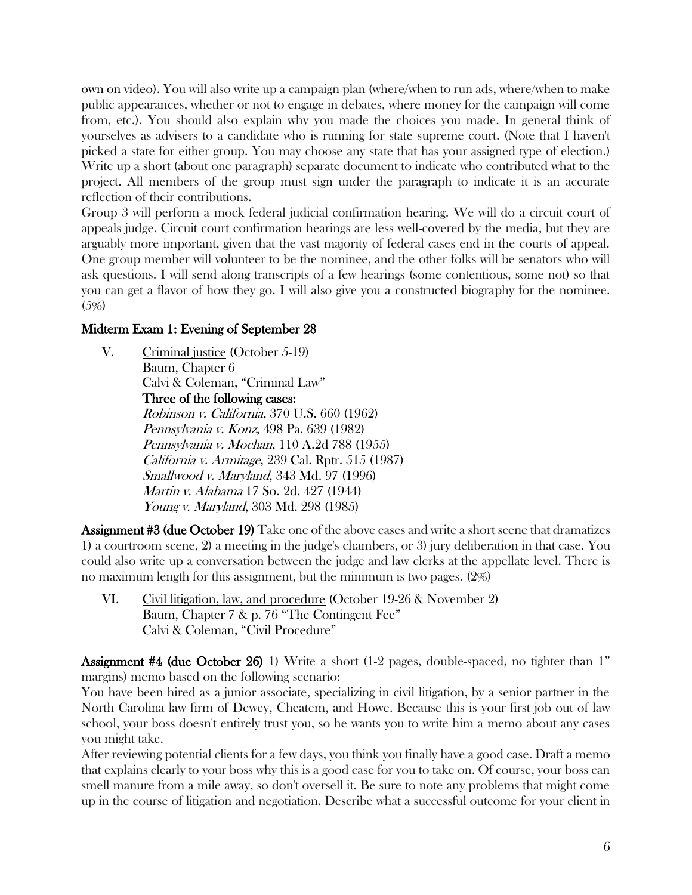own on video). You will also write up a campaign plan (where/when to run ads, where/when to make public appearances, whether or not to engage in debates, where money for the campaign will come from, etc.). You should also explain why you made the choices you made. In general think of yourselves as advisers to a candidate who is running for state supreme court. (Note that I haven't picked a state for either group. You may choose any state that has your assigned type of election.) Write up a short (about one paragraph) separate document to indicate who contributed what to the project. All members of the group must sign under the paragraph to indicate it is an accurate reflection of their contributions.

Group 3 will perform a mock federal judicial confirmation hearing. We will do a circuit court of appeals judge. Circuit court confirmation hearings are less well-covered by the media, but they are arguably more important, given that the vast majority of federal cases end in the courts of appeal. One group member will volunteer to be the nominee, and the other folks will be senators who will ask questions. I will send along transcripts of a few hearings (some contentious, some not) so that you can get a flavor of how they go. I will also give you a constructed biography for the nominee. (5%)

## Midterm Exam 1: Evening of September 28

V. Criminal justice (October 5-19)
  Baum, Chapter 6
  Calvi & Coleman, "Criminal Law"
  **Three of the following cases:**
  *Robinson v. California*, 370 U.S. 660 (1962)
  *Pennsylvania v. Konz*, 498 Pa. 639 (1982)
  *Pennsylvania v. Mochan*, 110 A.2d 788 (1955)
  *California v. Armitage*, 239 Cal. Rptr. 515 (1987)
  *Smallwood v. Maryland*, 343 Md. 97 (1996)
  *Martin v. Alabama* 17 So. 2d. 427 (1944)
  *Young v. Maryland*, 303 Md. 298 (1985)

**Assignment #3 (due October 19)** Take one of the above cases and write a short scene that dramatizes 1) a courtroom scene, 2) a meeting in the judge's chambers, or 3) jury deliberation in that case. You could also write up a conversation between the judge and law clerks at the appellate level. There is no maximum length for this assignment, but the minimum is two pages. (2%)

VI. Civil litigation, law, and procedure (October 19-26 & November 2)
  Baum, Chapter 7 & p. 76 "The Contingent Fee"
  Calvi & Coleman, "Civil Procedure"

**Assignment #4 (due October 26)** 1) Write a short (1-2 pages, double-spaced, no tighter than 1" margins) memo based on the following scenario:

You have been hired as a junior associate, specializing in civil litigation, by a senior partner in the North Carolina law firm of Dewey, Cheatem, and Howe. Because this is your first job out of law school, your boss doesn't entirely trust you, so he wants you to write him a memo about any cases you might take.

After reviewing potential clients for a few days, you think you finally have a good case. Draft a memo that explains clearly to your boss why this is a good case for you to take on. Of course, your boss can smell manure from a mile away, so don't oversell it. Be sure to note any problems that might come up in the course of litigation and negotiation. Describe what a successful outcome for your client in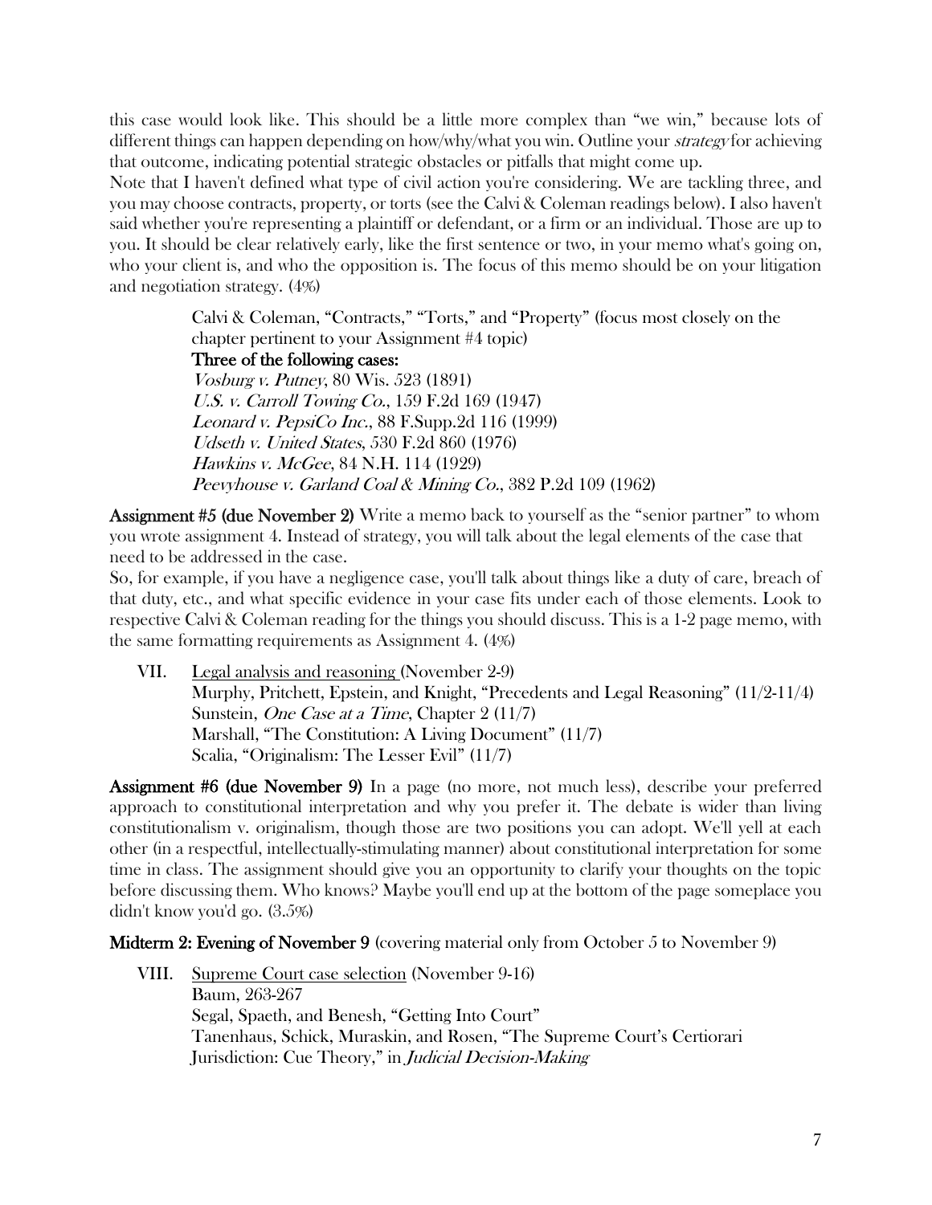this case would look like. This should be a little more complex than "we win," because lots of different things can happen depending on how/why/what you win. Outline your *strategy* for achieving that outcome, indicating potential strategic obstacles or pitfalls that might come up.

Note that I haven't defined what type of civil action you're considering. We are tackling three, and you may choose contracts, property, or torts (see the Calvi & Coleman readings below). I also haven't said whether you're representing a plaintiff or defendant, or a firm or an individual. Those are up to you. It should be clear relatively early, like the first sentence or two, in your memo what's going on, who your client is, and who the opposition is. The focus of this memo should be on your litigation and negotiation strategy. (4%)

> Calvi & Coleman, "Contracts," "Torts," and "Property" (focus most closely on the chapter pertinent to your Assignment #4 topic)
> **Three of the following cases:**
> *Vosburg v. Putney*, 80 Wis. 523 (1891)
> *U.S. v. Carroll Towing Co.*, 159 F.2d 169 (1947)
> *Leonard v. PepsiCo Inc.*, 88 F.Supp.2d 116 (1999)
> *Udseth v. United States*, 530 F.2d 860 (1976)
> *Hawkins v. McGee*, 84 N.H. 114 (1929)
> *Peevyhouse v. Garland Coal & Mining Co.*, 382 P.2d 109 (1962)

**Assignment #5 (due November 2)** Write a memo back to yourself as the "senior partner" to whom you wrote assignment 4. Instead of strategy, you will talk about the legal elements of the case that need to be addressed in the case.

So, for example, if you have a negligence case, you'll talk about things like a duty of care, breach of that duty, etc., and what specific evidence in your case fits under each of those elements. Look to respective Calvi & Coleman reading for the things you should discuss. This is a 1-2 page memo, with the same formatting requirements as Assignment 4. (4%)

VII. Legal analysis and reasoning (November 2-9)
   Murphy, Pritchett, Epstein, and Knight, "Precedents and Legal Reasoning" (11/2-11/4)
   Sunstein, *One Case at a Time*, Chapter 2 (11/7)
   Marshall, "The Constitution: A Living Document" (11/7)
   Scalia, "Originalism: The Lesser Evil" (11/7)

**Assignment #6 (due November 9)** In a page (no more, not much less), describe your preferred approach to constitutional interpretation and why you prefer it. The debate is wider than living constitutionalism v. originalism, though those are two positions you can adopt. We'll yell at each other (in a respectful, intellectually-stimulating manner) about constitutional interpretation for some time in class. The assignment should give you an opportunity to clarify your thoughts on the topic before discussing them. Who knows? Maybe you'll end up at the bottom of the page someplace you didn't know you'd go. (3.5%)

**Midterm 2: Evening of November 9** (covering material only from October 5 to November 9)

VIII. Supreme Court case selection (November 9-16)
   Baum, 263-267
   Segal, Spaeth, and Benesh, "Getting Into Court"
   Tanenhaus, Schick, Muraskin, and Rosen, "The Supreme Court's Certiorari Jurisdiction: Cue Theory," in *Judicial Decision-Making*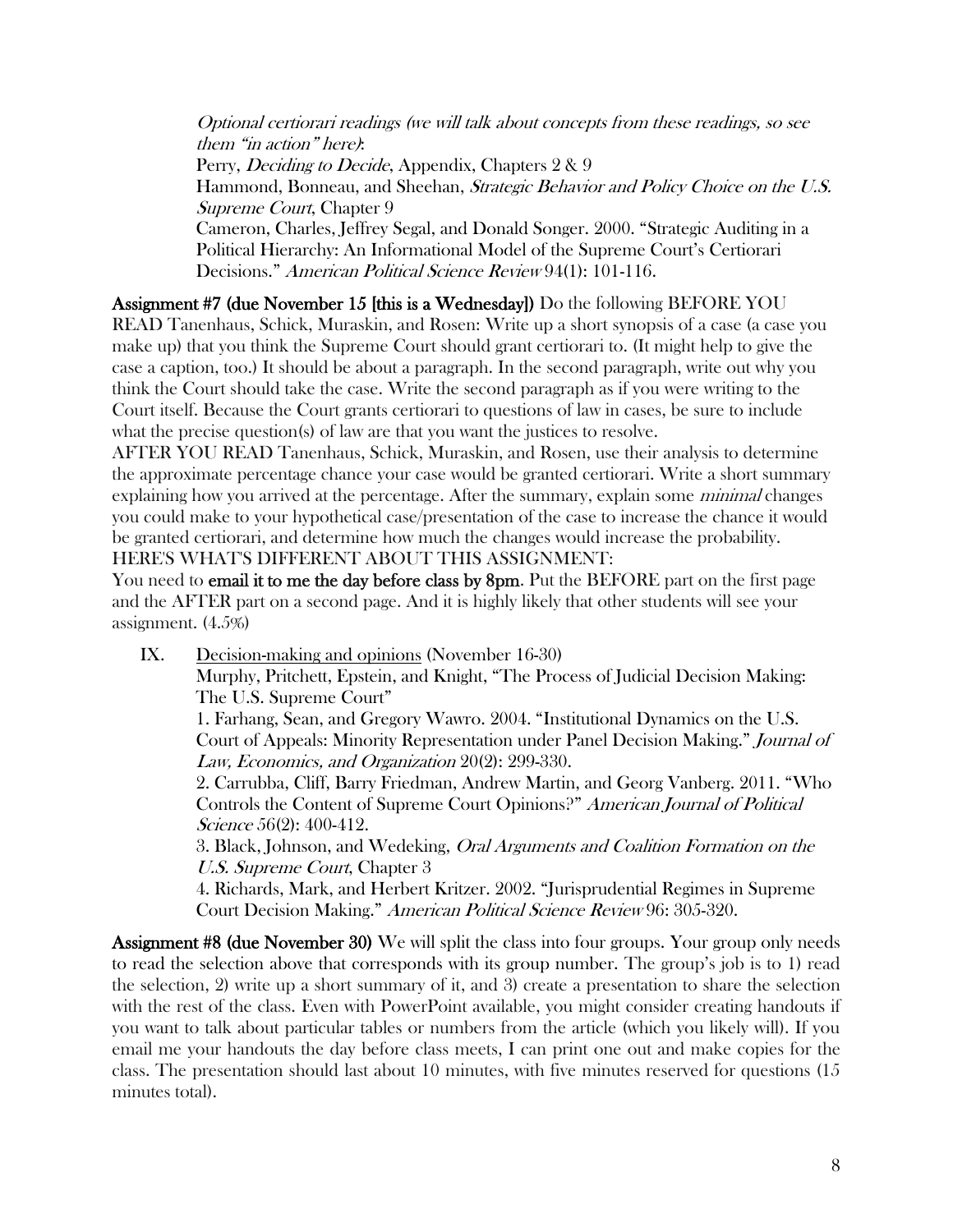*Optional certiorari readings (we will talk about concepts from these readings, so see them "in action" here)*:
Perry, *Deciding to Decide*, Appendix, Chapters 2 & 9
Hammond, Bonneau, and Sheehan, *Strategic Behavior and Policy Choice on the U.S. Supreme Court*, Chapter 9
Cameron, Charles, Jeffrey Segal, and Donald Songer. 2000. "Strategic Auditing in a Political Hierarchy: An Informational Model of the Supreme Court's Certiorari Decisions." *American Political Science Review* 94(1): 101-116.

**Assignment #7 (due November 15 [this is a Wednesday])** Do the following BEFORE YOU READ Tanenhaus, Schick, Muraskin, and Rosen: Write up a short synopsis of a case (a case you make up) that you think the Supreme Court should grant certiorari to. (It might help to give the case a caption, too.) It should be about a paragraph. In the second paragraph, write out why you think the Court should take the case. Write the second paragraph as if you were writing to the Court itself. Because the Court grants certiorari to questions of law in cases, be sure to include what the precise question(s) of law are that you want the justices to resolve.
AFTER YOU READ Tanenhaus, Schick, Muraskin, and Rosen, use their analysis to determine the approximate percentage chance your case would be granted certiorari. Write a short summary explaining how you arrived at the percentage. After the summary, explain some *minimal* changes you could make to your hypothetical case/presentation of the case to increase the chance it would be granted certiorari, and determine how much the changes would increase the probability.
HERE'S WHAT'S DIFFERENT ABOUT THIS ASSIGNMENT:
You need to **email it to me the day before class by 8pm**. Put the BEFORE part on the first page and the AFTER part on a second page. And it is highly likely that other students will see your assignment. (4.5%)

IX. Decision-making and opinions (November 16-30)
Murphy, Pritchett, Epstein, and Knight, "The Process of Judicial Decision Making: The U.S. Supreme Court"
1. Farhang, Sean, and Gregory Wawro. 2004. "Institutional Dynamics on the U.S. Court of Appeals: Minority Representation under Panel Decision Making." *Journal of Law, Economics, and Organization* 20(2): 299-330.
2. Carrubba, Cliff, Barry Friedman, Andrew Martin, and Georg Vanberg. 2011. "Who Controls the Content of Supreme Court Opinions?" *American Journal of Political Science* 56(2): 400-412.
3. Black, Johnson, and Wedeking, *Oral Arguments and Coalition Formation on the U.S. Supreme Court*, Chapter 3
4. Richards, Mark, and Herbert Kritzer. 2002. "Jurisprudential Regimes in Supreme Court Decision Making." *American Political Science Review* 96: 305-320.

**Assignment #8 (due November 30)** We will split the class into four groups. Your group only needs to read the selection above that corresponds with its group number. The group's job is to 1) read the selection, 2) write up a short summary of it, and 3) create a presentation to share the selection with the rest of the class. Even with PowerPoint available, you might consider creating handouts if you want to talk about particular tables or numbers from the article (which you likely will). If you email me your handouts the day before class meets, I can print one out and make copies for the class. The presentation should last about 10 minutes, with five minutes reserved for questions (15 minutes total).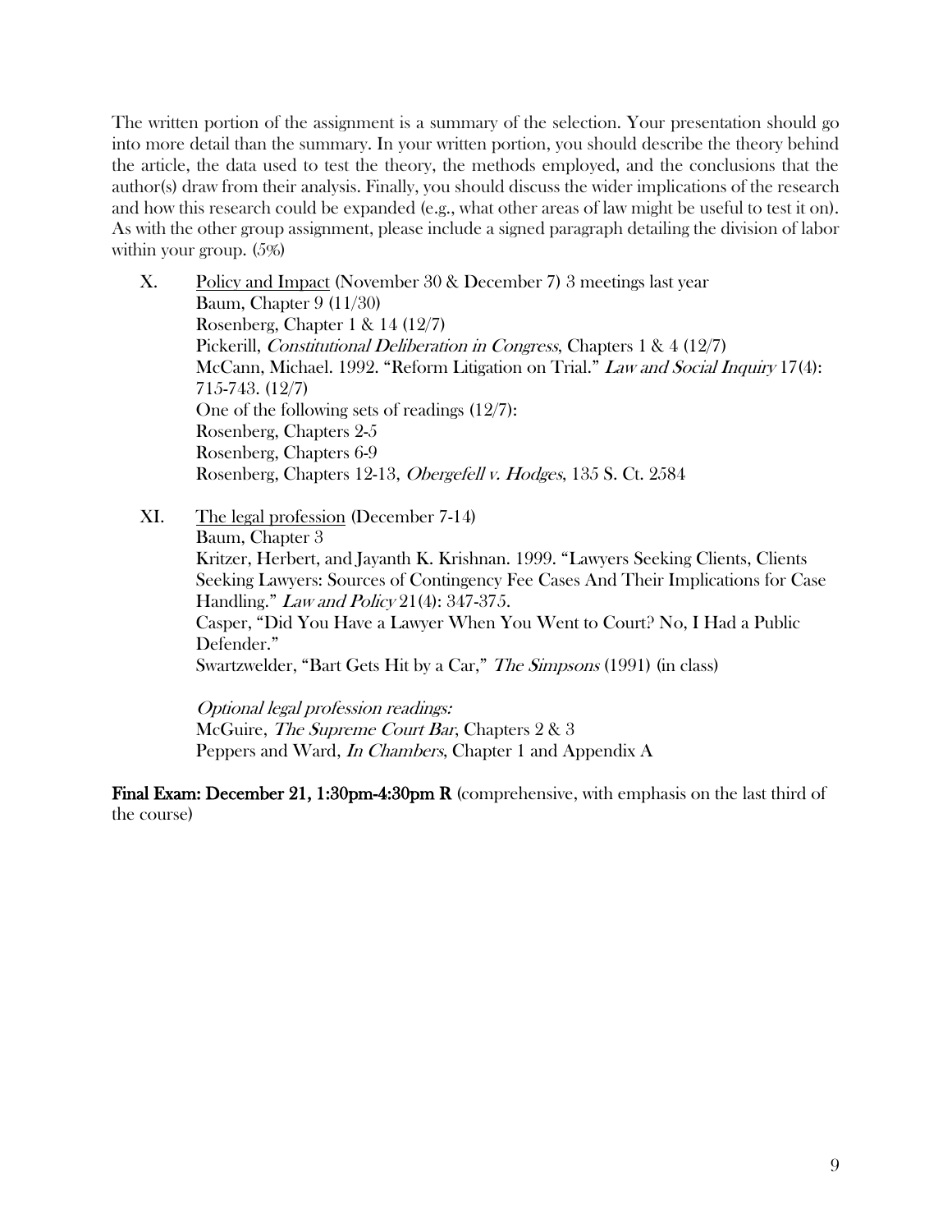The written portion of the assignment is a summary of the selection. Your presentation should go into more detail than the summary. In your written portion, you should describe the theory behind the article, the data used to test the theory, the methods employed, and the conclusions that the author(s) draw from their analysis. Finally, you should discuss the wider implications of the research and how this research could be expanded (e.g., what other areas of law might be useful to test it on). As with the other group assignment, please include a signed paragraph detailing the division of labor within your group. (5%)

X. Policy and Impact (November 30 & December 7) 3 meetings last year
Baum, Chapter 9 (11/30)
Rosenberg, Chapter 1 & 14 (12/7)
Pickerill, *Constitutional Deliberation in Congress*, Chapters 1 & 4 (12/7)
McCann, Michael. 1992. "Reform Litigation on Trial." *Law and Social Inquiry* 17(4): 715-743. (12/7)
One of the following sets of readings (12/7):
Rosenberg, Chapters 2-5
Rosenberg, Chapters 6-9
Rosenberg, Chapters 12-13, *Obergefell v. Hodges*, 135 S. Ct. 2584

XI. The legal profession (December 7-14)
Baum, Chapter 3
Kritzer, Herbert, and Jayanth K. Krishnan. 1999. "Lawyers Seeking Clients, Clients Seeking Lawyers: Sources of Contingency Fee Cases And Their Implications for Case Handling." *Law and Policy* 21(4): 347-375.
Casper, "Did You Have a Lawyer When You Went to Court? No, I Had a Public Defender."
Swartzwelder, "Bart Gets Hit by a Car," *The Simpsons* (1991) (in class)

*Optional legal profession readings:*
McGuire, *The Supreme Court Bar*, Chapters 2 & 3
Peppers and Ward, *In Chambers*, Chapter 1 and Appendix A

**Final Exam: December 21, 1:30pm-4:30pm R** (comprehensive, with emphasis on the last third of the course)